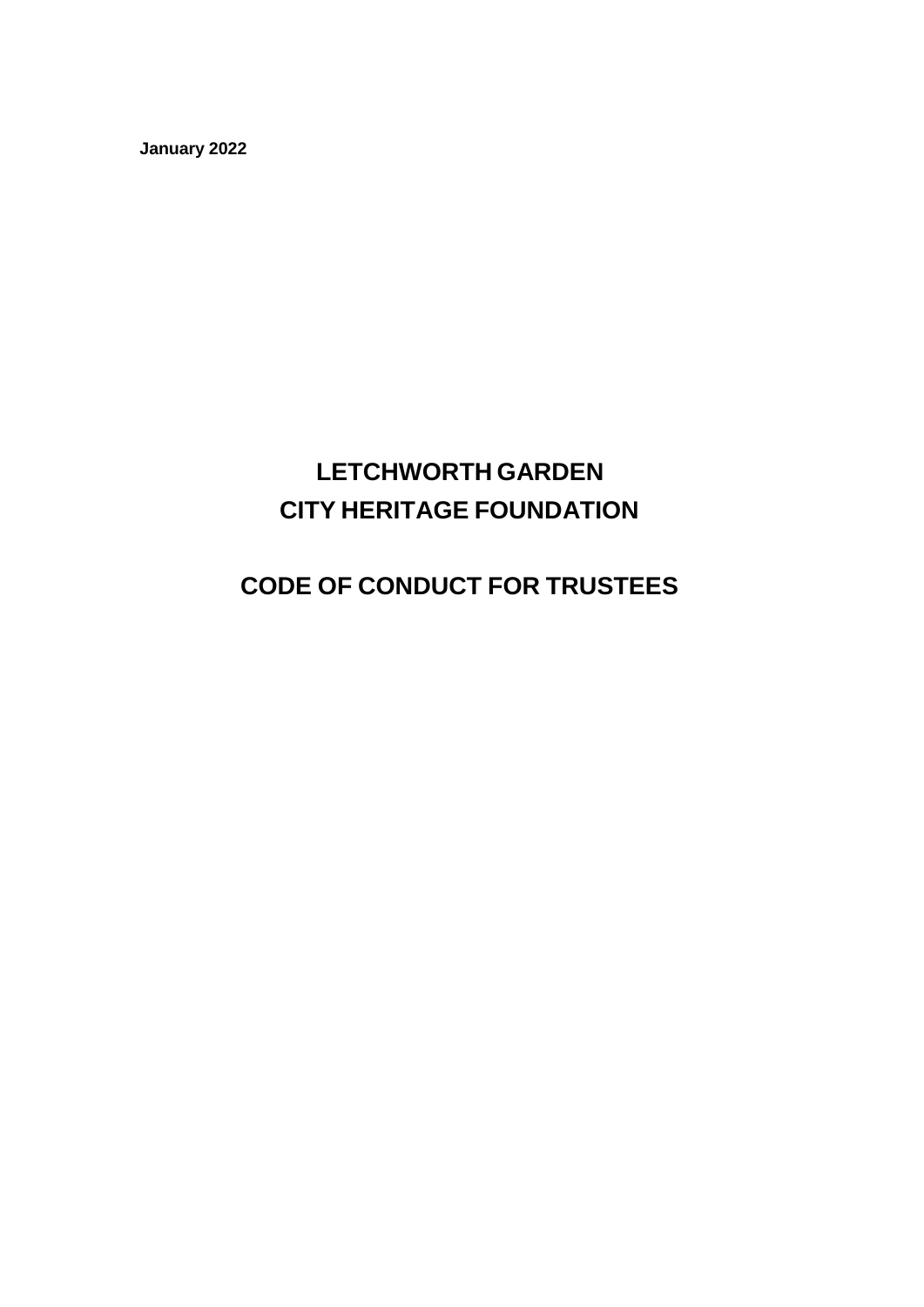**January 2022**

# LETCHWORTH GARDEN CITY HERITAGE FOUNDATION

# CODE OF CONDUCT FOR TRUSTEES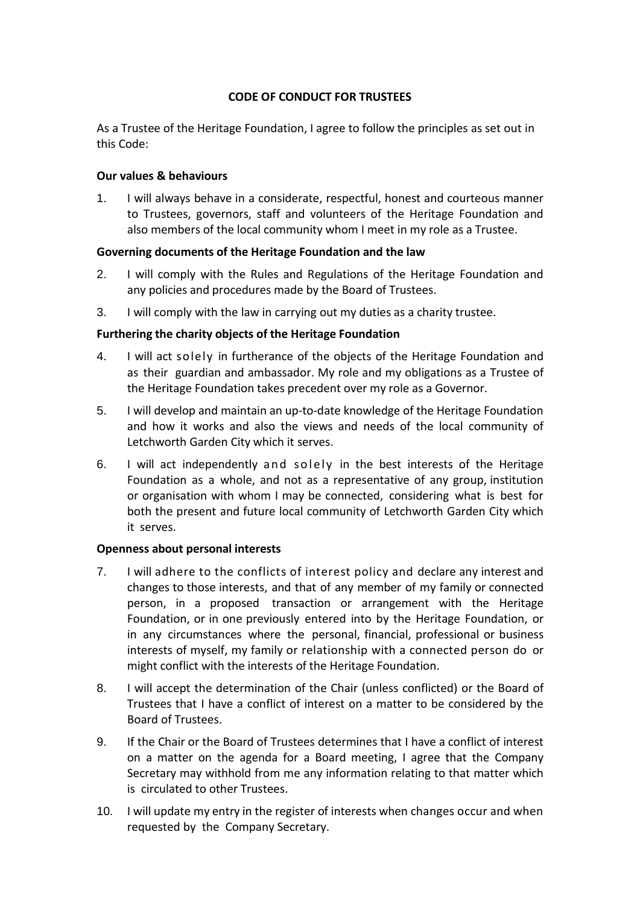# CODE OF CONDUCT FOR TRUSTEES

As a Trustee of the Heritage Foundation, I agree to follow the principles as set out in this Code:

### Our values & behaviours

1. I will always behave in a considerate, respectful, honest and courteous manner to Trustees, governors, staff and volunteers of the Heritage Foundation and also members of the local community whom I meet in my role as a Trustee.

### Governing documents of the Heritage Foundation and the law

2. I will comply with the Rules and Regulations of the Heritage Foundation and any policies and procedures made by the Board of Trustees.
3. I will comply with the law in carrying out my duties as a charity trustee.

### Furthering the charity objects of the Heritage Foundation

4. I will act solely in furtherance of the objects of the Heritage Foundation and as their guardian and ambassador. My role and my obligations as a Trustee of the Heritage Foundation takes precedent over my role as a Governor.
5. I will develop and maintain an up-to-date knowledge of the Heritage Foundation and how it works and also the views and needs of the local community of Letchworth Garden City which it serves.
6. I will act independently and solely in the best interests of the Heritage Foundation as a whole, and not as a representative of any group, institution or organisation with whom I may be connected, considering what is best for both the present and future local community of Letchworth Garden City which it serves.

### Openness about personal interests

7. I will adhere to the conflicts of interest policy and declare any interest and changes to those interests, and that of any member of my family or connected person, in a proposed transaction or arrangement with the Heritage Foundation, or in one previously entered into by the Heritage Foundation, or in any circumstances where the personal, financial, professional or business interests of myself, my family or relationship with a connected person do or might conflict with the interests of the Heritage Foundation.
8. I will accept the determination of the Chair (unless conflicted) or the Board of Trustees that I have a conflict of interest on a matter to be considered by the Board of Trustees.
9. If the Chair or the Board of Trustees determines that I have a conflict of interest on a matter on the agenda for a Board meeting, I agree that the Company Secretary may withhold from me any information relating to that matter which is circulated to other Trustees.
10. I will update my entry in the register of interests when changes occur and when requested by the Company Secretary.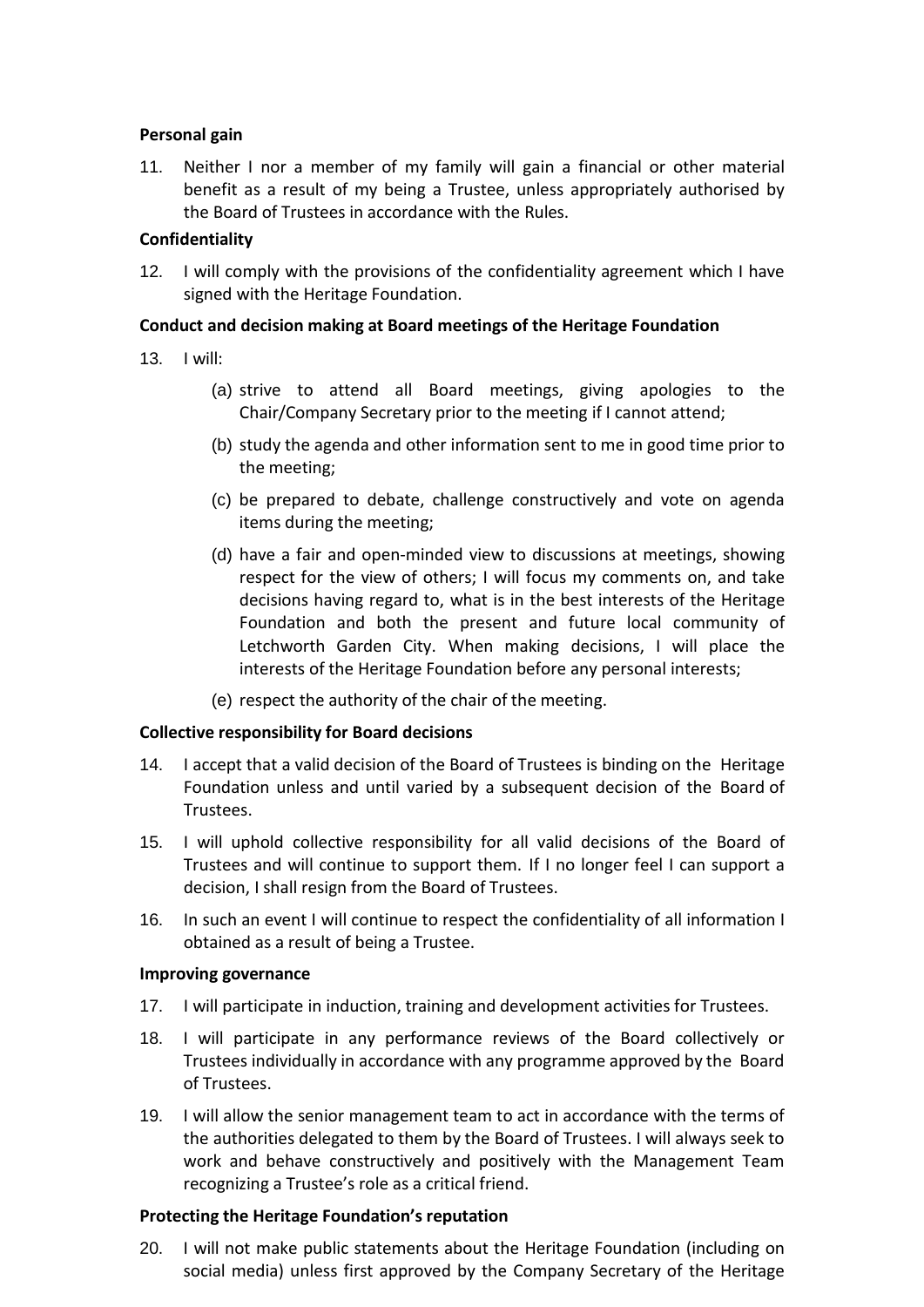**Personal gain**

11. Neither I nor a member of my family will gain a financial or other material benefit as a result of my being a Trustee, unless appropriately authorised by the Board of Trustees in accordance with the Rules.

**Confidentiality**

12. I will comply with the provisions of the confidentiality agreement which I have signed with the Heritage Foundation.

**Conduct and decision making at Board meetings of the Heritage Foundation**

13. I will:

    (a) strive to attend all Board meetings, giving apologies to the Chair/Company Secretary prior to the meeting if I cannot attend;

    (b) study the agenda and other information sent to me in good time prior to the meeting;

    (c) be prepared to debate, challenge constructively and vote on agenda items during the meeting;

    (d) have a fair and open-minded view to discussions at meetings, showing respect for the view of others; I will focus my comments on, and take decisions having regard to, what is in the best interests of the Heritage Foundation and both the present and future local community of Letchworth Garden City. When making decisions, I will place the interests of the Heritage Foundation before any personal interests;

    (e) respect the authority of the chair of the meeting.

**Collective responsibility for Board decisions**

14. I accept that a valid decision of the Board of Trustees is binding on the Heritage Foundation unless and until varied by a subsequent decision of the Board of Trustees.

15. I will uphold collective responsibility for all valid decisions of the Board of Trustees and will continue to support them. If I no longer feel I can support a decision, I shall resign from the Board of Trustees.

16. In such an event I will continue to respect the confidentiality of all information I obtained as a result of being a Trustee.

**Improving governance**

17. I will participate in induction, training and development activities for Trustees.

18. I will participate in any performance reviews of the Board collectively or Trustees individually in accordance with any programme approved by the Board of Trustees.

19. I will allow the senior management team to act in accordance with the terms of the authorities delegated to them by the Board of Trustees. I will always seek to work and behave constructively and positively with the Management Team recognizing a Trustee's role as a critical friend.

**Protecting the Heritage Foundation's reputation**

20. I will not make public statements about the Heritage Foundation (including on social media) unless first approved by the Company Secretary of the Heritage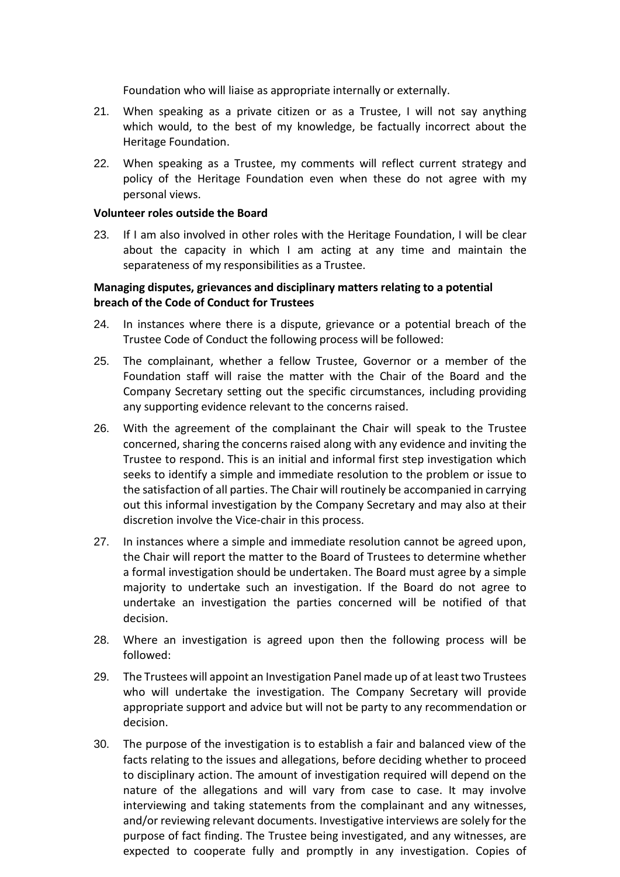Foundation who will liaise as appropriate internally or externally.

21. When speaking as a private citizen or as a Trustee, I will not say anything which would, to the best of my knowledge, be factually incorrect about the Heritage Foundation.

22. When speaking as a Trustee, my comments will reflect current strategy and policy of the Heritage Foundation even when these do not agree with my personal views.

**Volunteer roles outside the Board**

23. If I am also involved in other roles with the Heritage Foundation, I will be clear about the capacity in which I am acting at any time and maintain the separateness of my responsibilities as a Trustee.

**Managing disputes, grievances and disciplinary matters relating to a potential breach of the Code of Conduct for Trustees**

24. In instances where there is a dispute, grievance or a potential breach of the Trustee Code of Conduct the following process will be followed:

25. The complainant, whether a fellow Trustee, Governor or a member of the Foundation staff will raise the matter with the Chair of the Board and the Company Secretary setting out the specific circumstances, including providing any supporting evidence relevant to the concerns raised.

26. With the agreement of the complainant the Chair will speak to the Trustee concerned, sharing the concerns raised along with any evidence and inviting the Trustee to respond. This is an initial and informal first step investigation which seeks to identify a simple and immediate resolution to the problem or issue to the satisfaction of all parties. The Chair will routinely be accompanied in carrying out this informal investigation by the Company Secretary and may also at their discretion involve the Vice-chair in this process.

27. In instances where a simple and immediate resolution cannot be agreed upon, the Chair will report the matter to the Board of Trustees to determine whether a formal investigation should be undertaken. The Board must agree by a simple majority to undertake such an investigation. If the Board do not agree to undertake an investigation the parties concerned will be notified of that decision.

28. Where an investigation is agreed upon then the following process will be followed:

29. The Trustees will appoint an Investigation Panel made up of at least two Trustees who will undertake the investigation. The Company Secretary will provide appropriate support and advice but will not be party to any recommendation or decision.

30. The purpose of the investigation is to establish a fair and balanced view of the facts relating to the issues and allegations, before deciding whether to proceed to disciplinary action. The amount of investigation required will depend on the nature of the allegations and will vary from case to case. It may involve interviewing and taking statements from the complainant and any witnesses, and/or reviewing relevant documents. Investigative interviews are solely for the purpose of fact finding. The Trustee being investigated, and any witnesses, are expected to cooperate fully and promptly in any investigation. Copies of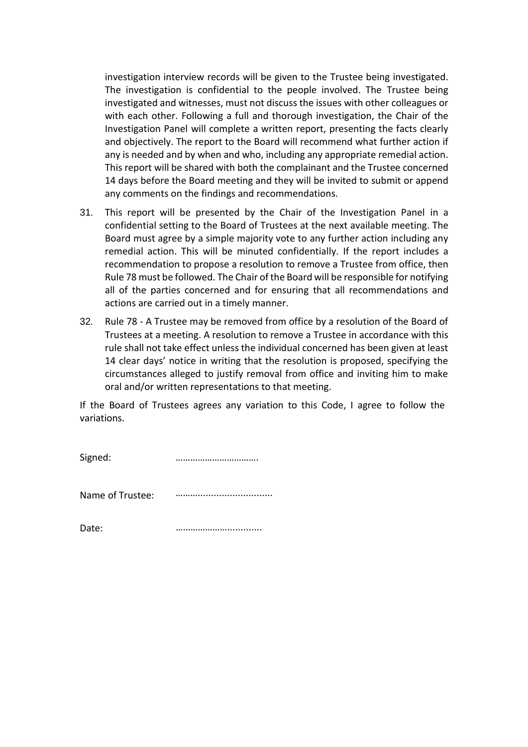investigation interview records will be given to the Trustee being investigated. The investigation is confidential to the people involved. The Trustee being investigated and witnesses, must not discuss the issues with other colleagues or with each other. Following a full and thorough investigation, the Chair of the Investigation Panel will complete a written report, presenting the facts clearly and objectively. The report to the Board will recommend what further action if any is needed and by when and who, including any appropriate remedial action. This report will be shared with both the complainant and the Trustee concerned 14 days before the Board meeting and they will be invited to submit or append any comments on the findings and recommendations.

31. This report will be presented by the Chair of the Investigation Panel in a confidential setting to the Board of Trustees at the next available meeting. The Board must agree by a simple majority vote to any further action including any remedial action. This will be minuted confidentially. If the report includes a recommendation to propose a resolution to remove a Trustee from office, then Rule 78 must be followed. The Chair of the Board will be responsible for notifying all of the parties concerned and for ensuring that all recommendations and actions are carried out in a timely manner.

32. Rule 78 - A Trustee may be removed from office by a resolution of the Board of Trustees at a meeting. A resolution to remove a Trustee in accordance with this rule shall not take effect unless the individual concerned has been given at least 14 clear days' notice in writing that the resolution is proposed, specifying the circumstances alleged to justify removal from office and inviting him to make oral and/or written representations to that meeting.

If the Board of Trustees agrees any variation to this Code, I agree to follow the variations.

Signed: ……………………………

Name of Trustee: ………………………………

Date: ………………………………